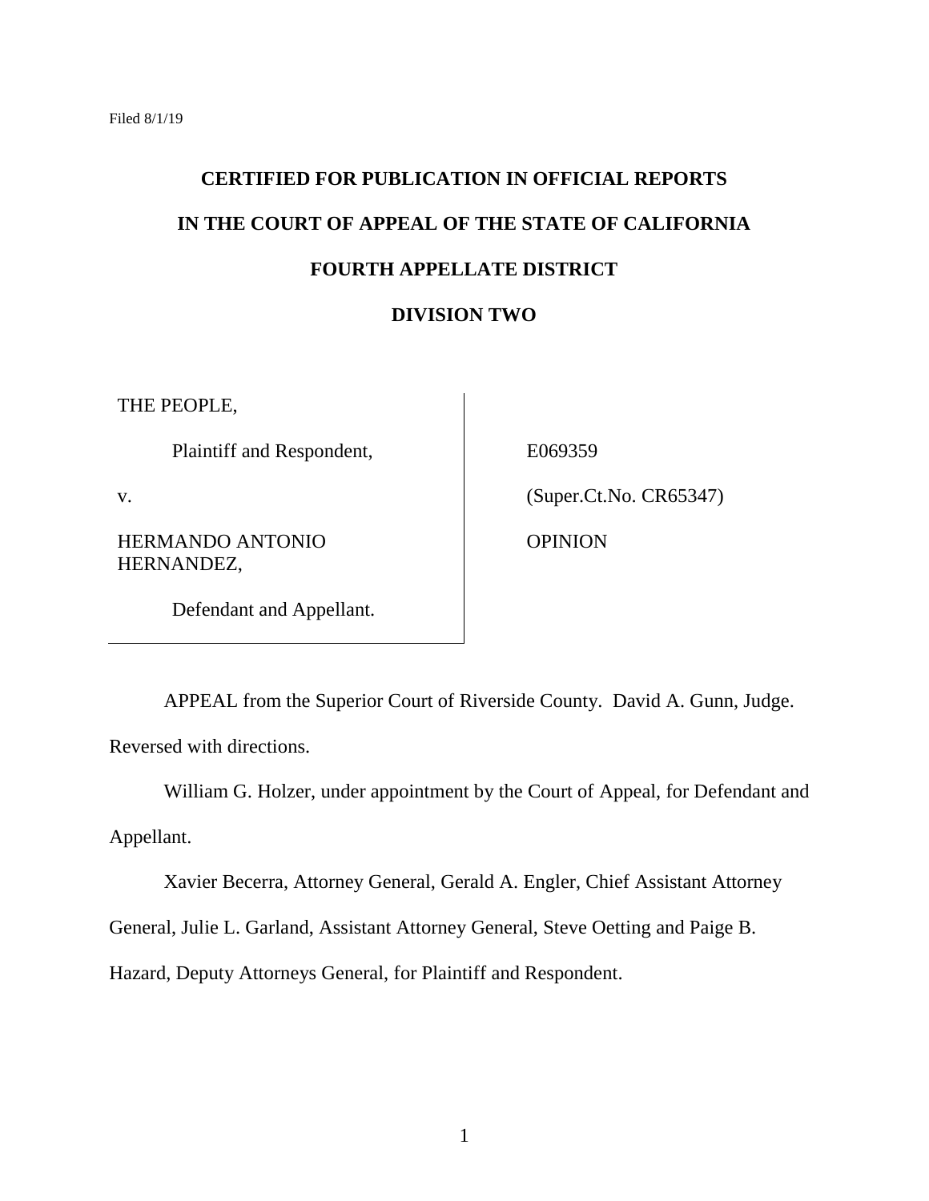Filed 8/1/19

**CERTIFIED FOR PUBLICATION IN OFFICIAL REPORTS**

**IN THE COURT OF APPEAL OF THE STATE OF CALIFORNIA**

**FOURTH APPELLATE DISTRICT**

**DIVISION TWO**

| | |
|---|---|
| THE PEOPLE, | |
| Plaintiff and Respondent, | E069359 |
| v. | (Super.Ct.No. CR65347) |
| HERMANDO ANTONIO HERNANDEZ, | OPINION |
| Defendant and Appellant. | |

APPEAL from the Superior Court of Riverside County. David A. Gunn, Judge. Reversed with directions.

William G. Holzer, under appointment by the Court of Appeal, for Defendant and Appellant.

Xavier Becerra, Attorney General, Gerald A. Engler, Chief Assistant Attorney General, Julie L. Garland, Assistant Attorney General, Steve Oetting and Paige B. Hazard, Deputy Attorneys General, for Plaintiff and Respondent.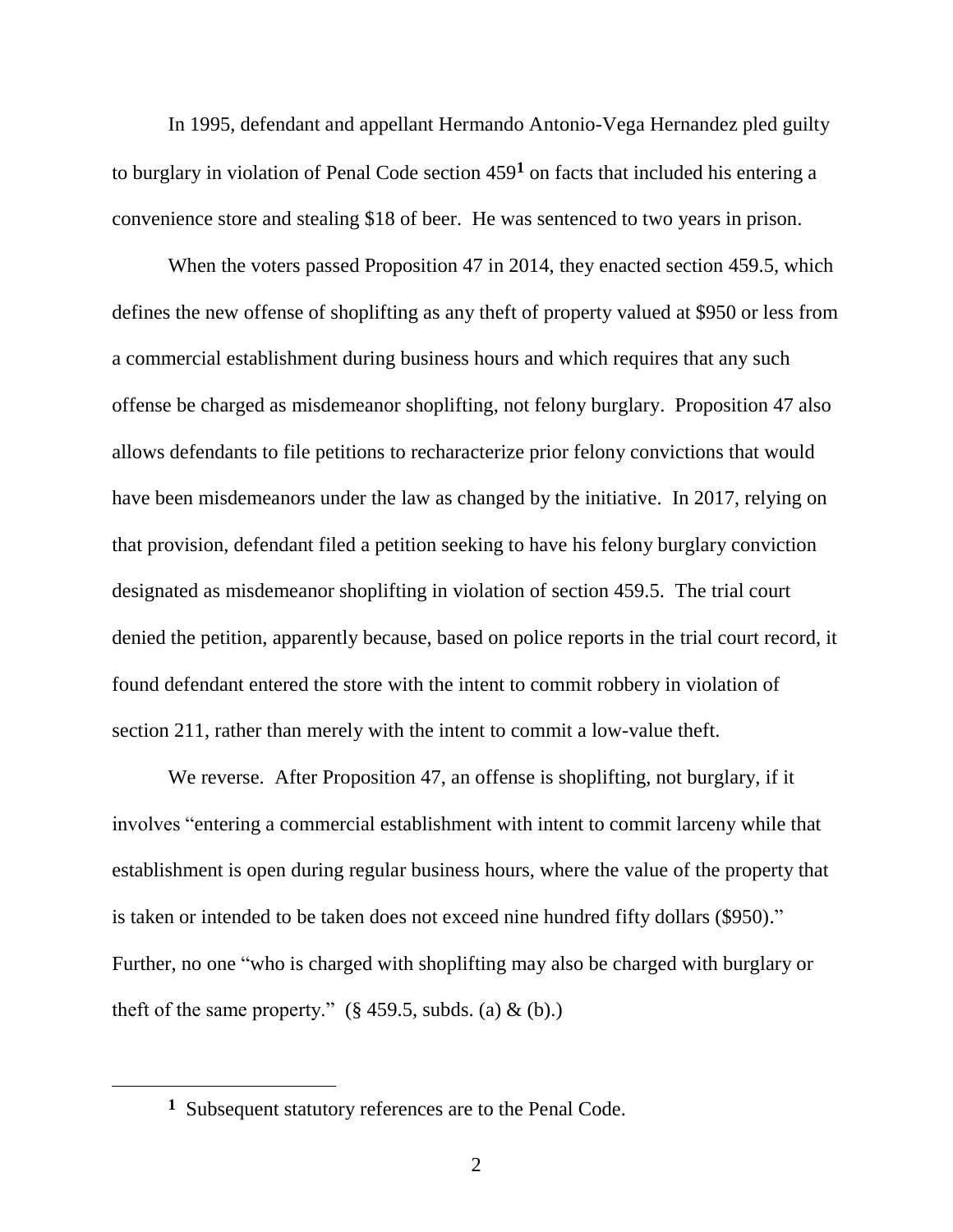In 1995, defendant and appellant Hermando Antonio-Vega Hernandez pled guilty to burglary in violation of Penal Code section 459[1] on facts that included his entering a convenience store and stealing $18 of beer. He was sentenced to two years in prison.

When the voters passed Proposition 47 in 2014, they enacted section 459.5, which defines the new offense of shoplifting as any theft of property valued at $950 or less from a commercial establishment during business hours and which requires that any such offense be charged as misdemeanor shoplifting, not felony burglary. Proposition 47 also allows defendants to file petitions to recharacterize prior felony convictions that would have been misdemeanors under the law as changed by the initiative. In 2017, relying on that provision, defendant filed a petition seeking to have his felony burglary conviction designated as misdemeanor shoplifting in violation of section 459.5. The trial court denied the petition, apparently because, based on police reports in the trial court record, it found defendant entered the store with the intent to commit robbery in violation of section 211, rather than merely with the intent to commit a low-value theft.

We reverse. After Proposition 47, an offense is shoplifting, not burglary, if it involves "entering a commercial establishment with intent to commit larceny while that establishment is open during regular business hours, where the value of the property that is taken or intended to be taken does not exceed nine hundred fifty dollars ($950)." Further, no one "who is charged with shoplifting may also be charged with burglary or theft of the same property." (§ 459.5, subds. (a) & (b).)

---

[1] Subsequent statutory references are to the Penal Code.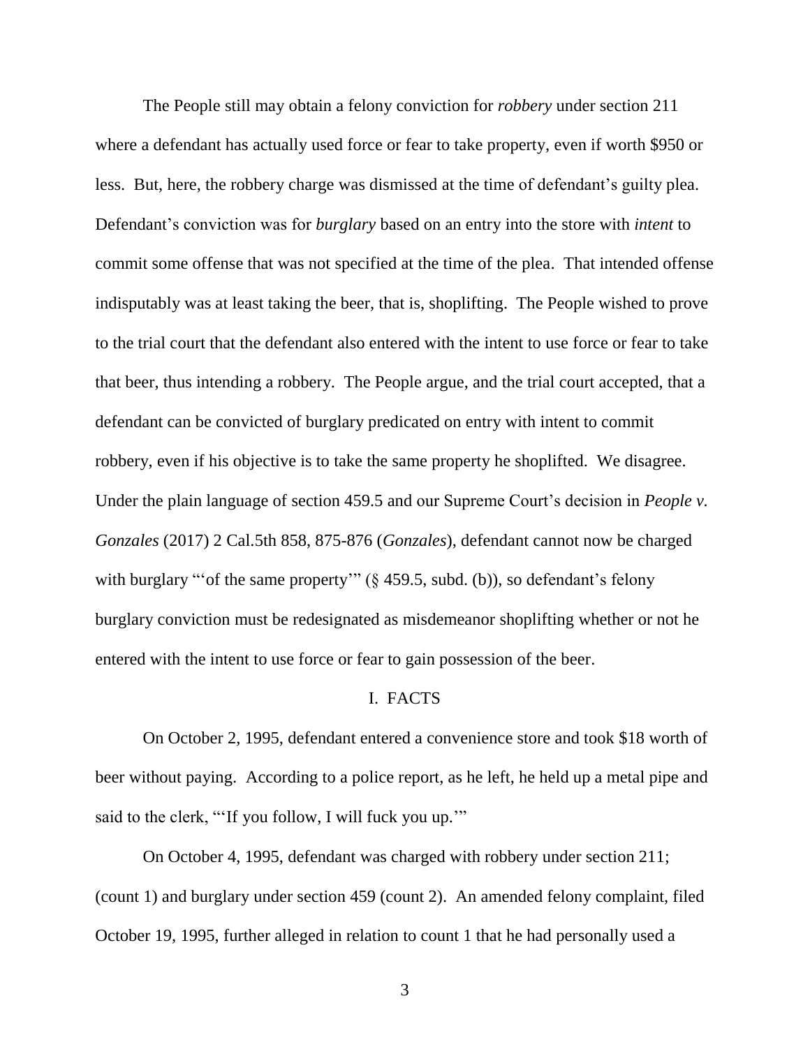The People still may obtain a felony conviction for *robbery* under section 211 where a defendant has actually used force or fear to take property, even if worth $950 or less. But, here, the robbery charge was dismissed at the time of defendant's guilty plea. Defendant's conviction was for *burglary* based on an entry into the store with *intent* to commit some offense that was not specified at the time of the plea. That intended offense indisputably was at least taking the beer, that is, shoplifting. The People wished to prove to the trial court that the defendant also entered with the intent to use force or fear to take that beer, thus intending a robbery. The People argue, and the trial court accepted, that a defendant can be convicted of burglary predicated on entry with intent to commit robbery, even if his objective is to take the same property he shoplifted. We disagree. Under the plain language of section 459.5 and our Supreme Court's decision in *People v. Gonzales* (2017) 2 Cal.5th 858, 875-876 (*Gonzales*), defendant cannot now be charged with burglary "'of the same property'" (§ 459.5, subd. (b)), so defendant's felony burglary conviction must be redesignated as misdemeanor shoplifting whether or not he entered with the intent to use force or fear to gain possession of the beer.

## I. FACTS

On October 2, 1995, defendant entered a convenience store and took $18 worth of beer without paying. According to a police report, as he left, he held up a metal pipe and said to the clerk, "'If you follow, I will fuck you up.'"

On October 4, 1995, defendant was charged with robbery under section 211; (count 1) and burglary under section 459 (count 2). An amended felony complaint, filed October 19, 1995, further alleged in relation to count 1 that he had personally used a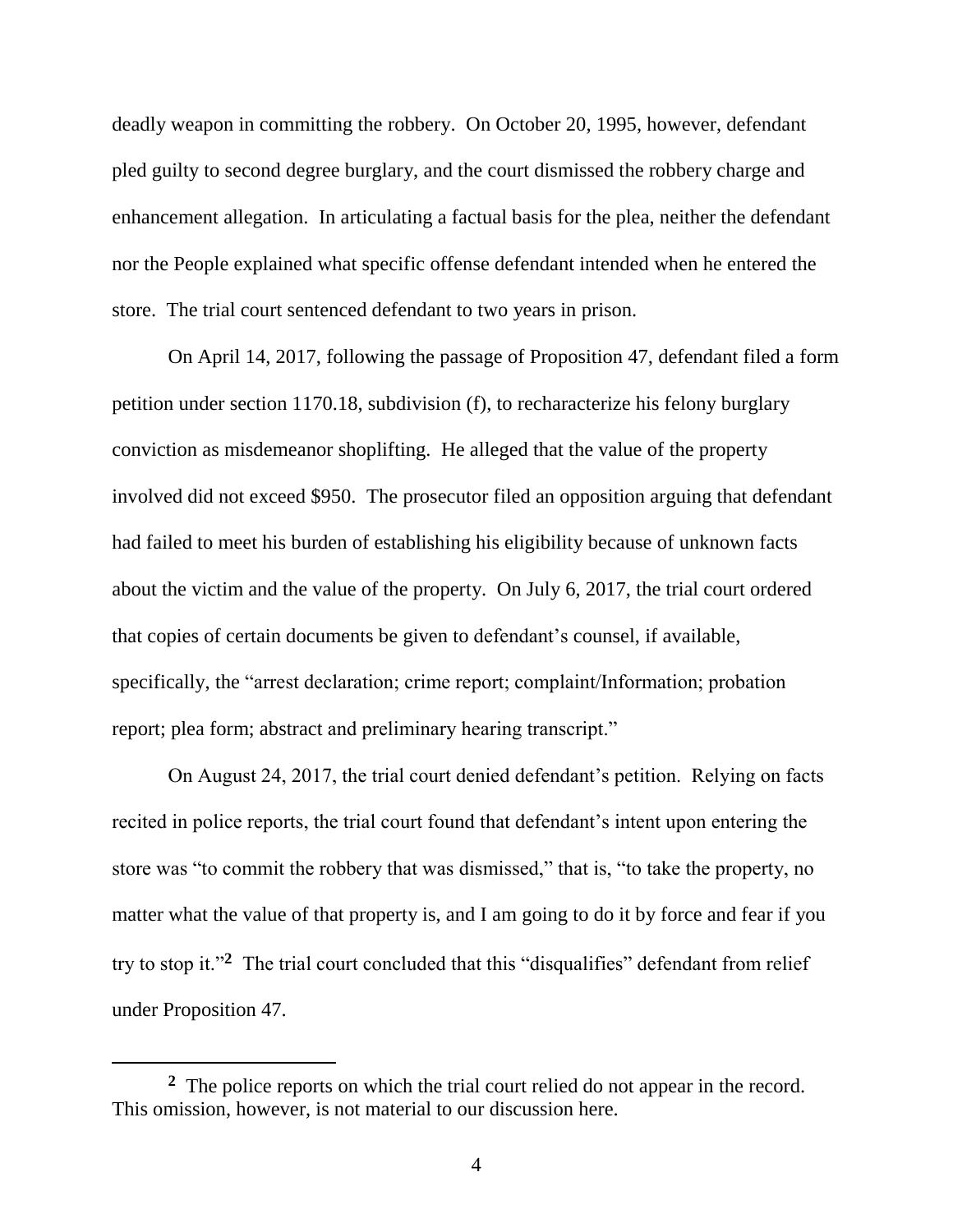deadly weapon in committing the robbery. On October 20, 1995, however, defendant pled guilty to second degree burglary, and the court dismissed the robbery charge and enhancement allegation. In articulating a factual basis for the plea, neither the defendant nor the People explained what specific offense defendant intended when he entered the store. The trial court sentenced defendant to two years in prison.

On April 14, 2017, following the passage of Proposition 47, defendant filed a form petition under section 1170.18, subdivision (f), to recharacterize his felony burglary conviction as misdemeanor shoplifting. He alleged that the value of the property involved did not exceed $950. The prosecutor filed an opposition arguing that defendant had failed to meet his burden of establishing his eligibility because of unknown facts about the victim and the value of the property. On July 6, 2017, the trial court ordered that copies of certain documents be given to defendant's counsel, if available, specifically, the "arrest declaration; crime report; complaint/Information; probation report; plea form; abstract and preliminary hearing transcript."

On August 24, 2017, the trial court denied defendant's petition. Relying on facts recited in police reports, the trial court found that defendant's intent upon entering the store was "to commit the robbery that was dismissed," that is, "to take the property, no matter what the value of that property is, and I am going to do it by force and fear if you try to stop it."[2] The trial court concluded that this "disqualifies" defendant from relief under Proposition 47.

---

[2] The police reports on which the trial court relied do not appear in the record. This omission, however, is not material to our discussion here.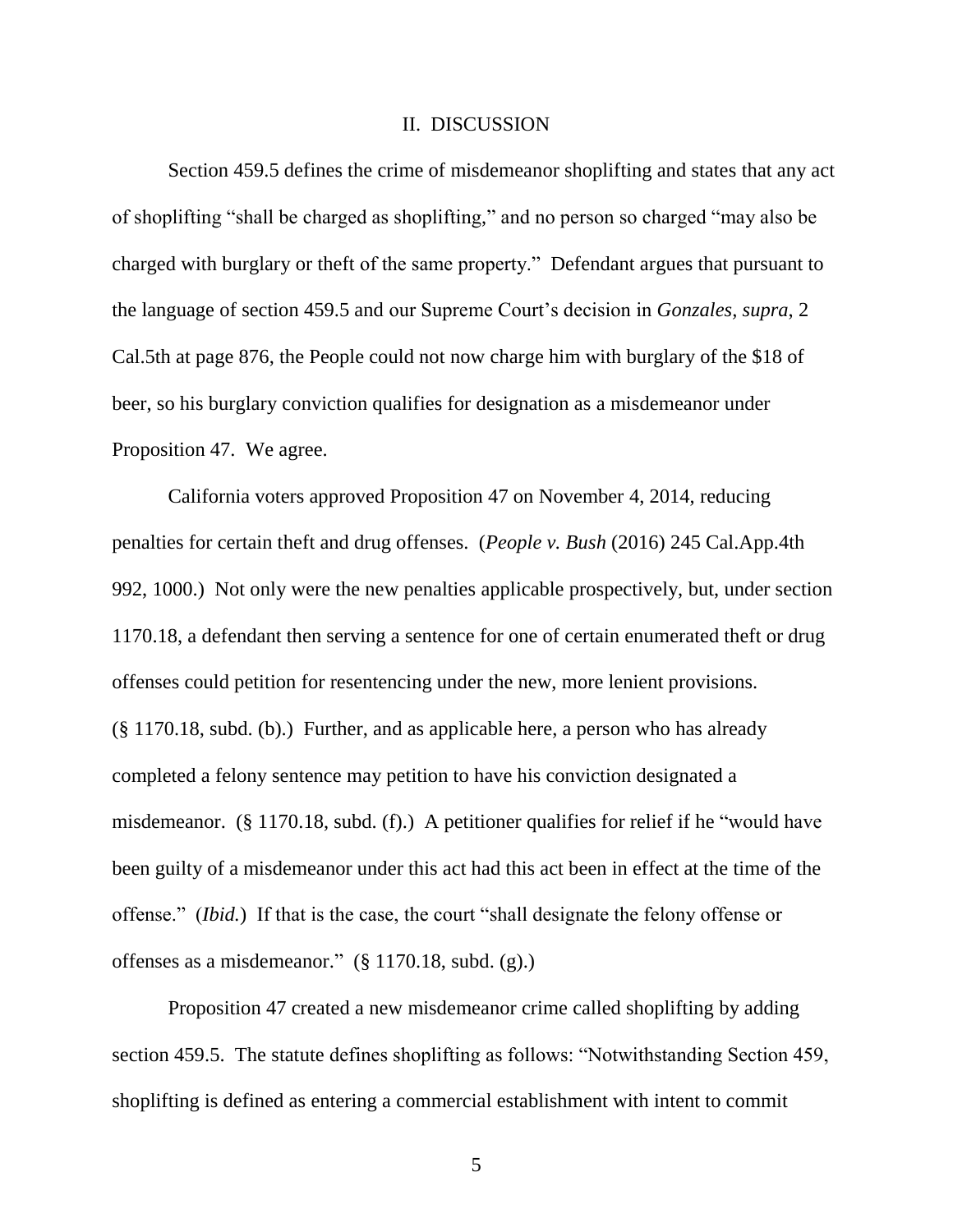## II. DISCUSSION

Section 459.5 defines the crime of misdemeanor shoplifting and states that any act of shoplifting "shall be charged as shoplifting," and no person so charged "may also be charged with burglary or theft of the same property." Defendant argues that pursuant to the language of section 459.5 and our Supreme Court's decision in *Gonzales, supra*, 2 Cal.5th at page 876, the People could not now charge him with burglary of the $18 of beer, so his burglary conviction qualifies for designation as a misdemeanor under Proposition 47. We agree.

California voters approved Proposition 47 on November 4, 2014, reducing penalties for certain theft and drug offenses. (*People v. Bush* (2016) 245 Cal.App.4th 992, 1000.) Not only were the new penalties applicable prospectively, but, under section 1170.18, a defendant then serving a sentence for one of certain enumerated theft or drug offenses could petition for resentencing under the new, more lenient provisions. (§ 1170.18, subd. (b).) Further, and as applicable here, a person who has already completed a felony sentence may petition to have his conviction designated a misdemeanor. (§ 1170.18, subd. (f).) A petitioner qualifies for relief if he "would have been guilty of a misdemeanor under this act had this act been in effect at the time of the offense." (*Ibid.*) If that is the case, the court "shall designate the felony offense or offenses as a misdemeanor." (§ 1170.18, subd. (g).)

Proposition 47 created a new misdemeanor crime called shoplifting by adding section 459.5. The statute defines shoplifting as follows: "Notwithstanding Section 459, shoplifting is defined as entering a commercial establishment with intent to commit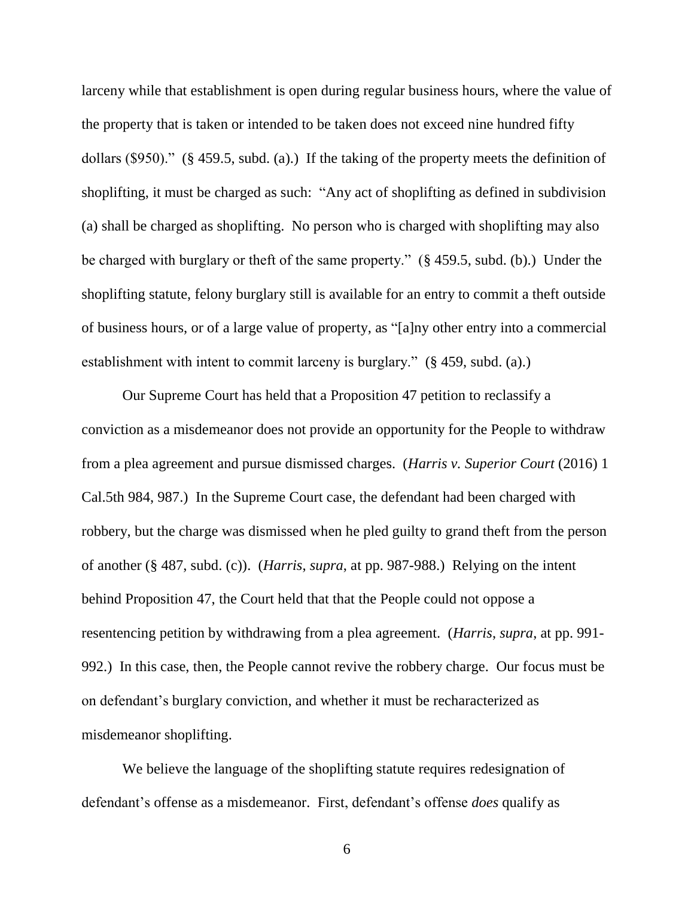larceny while that establishment is open during regular business hours, where the value of the property that is taken or intended to be taken does not exceed nine hundred fifty dollars ($950)." (§ 459.5, subd. (a).) If the taking of the property meets the definition of shoplifting, it must be charged as such: "Any act of shoplifting as defined in subdivision (a) shall be charged as shoplifting. No person who is charged with shoplifting may also be charged with burglary or theft of the same property." (§ 459.5, subd. (b).) Under the shoplifting statute, felony burglary still is available for an entry to commit a theft outside of business hours, or of a large value of property, as "[a]ny other entry into a commercial establishment with intent to commit larceny is burglary." (§ 459, subd. (a).)

Our Supreme Court has held that a Proposition 47 petition to reclassify a conviction as a misdemeanor does not provide an opportunity for the People to withdraw from a plea agreement and pursue dismissed charges. (*Harris v. Superior Court* (2016) 1 Cal.5th 984, 987.) In the Supreme Court case, the defendant had been charged with robbery, but the charge was dismissed when he pled guilty to grand theft from the person of another (§ 487, subd. (c)). (*Harris*, *supra*, at pp. 987-988.) Relying on the intent behind Proposition 47, the Court held that that the People could not oppose a resentencing petition by withdrawing from a plea agreement. (*Harris*, *supra*, at pp. 991-992.) In this case, then, the People cannot revive the robbery charge. Our focus must be on defendant's burglary conviction, and whether it must be recharacterized as misdemeanor shoplifting.

We believe the language of the shoplifting statute requires redesignation of defendant's offense as a misdemeanor. First, defendant's offense *does* qualify as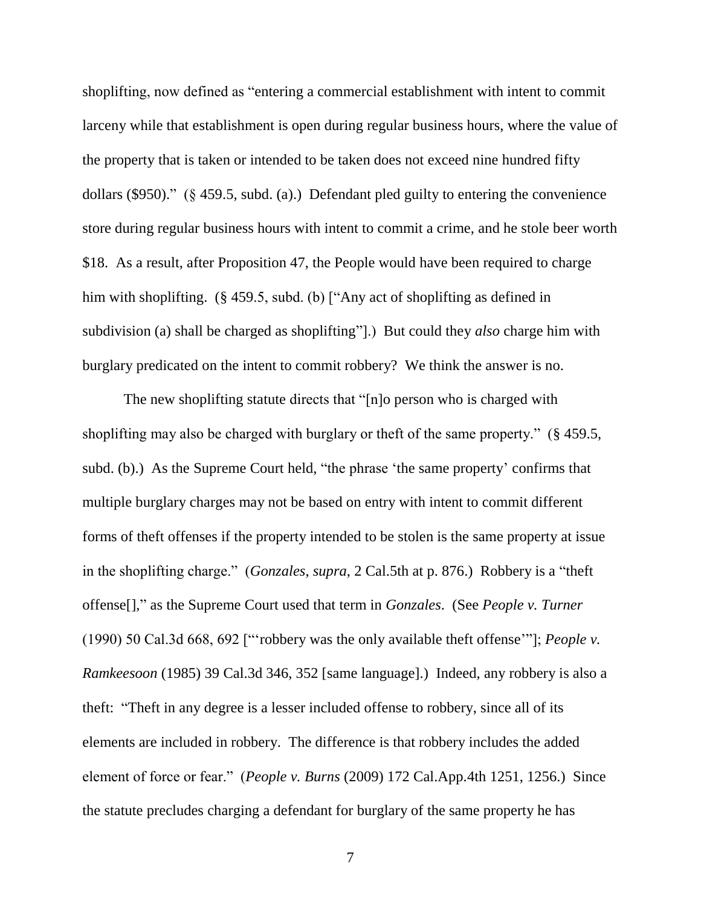shoplifting, now defined as "entering a commercial establishment with intent to commit larceny while that establishment is open during regular business hours, where the value of the property that is taken or intended to be taken does not exceed nine hundred fifty dollars ($950)." (§ 459.5, subd. (a).) Defendant pled guilty to entering the convenience store during regular business hours with intent to commit a crime, and he stole beer worth $18. As a result, after Proposition 47, the People would have been required to charge him with shoplifting. (§ 459.5, subd. (b) ["Any act of shoplifting as defined in subdivision (a) shall be charged as shoplifting"].) But could they *also* charge him with burglary predicated on the intent to commit robbery? We think the answer is no.

The new shoplifting statute directs that "[n]o person who is charged with shoplifting may also be charged with burglary or theft of the same property." (§ 459.5, subd. (b).) As the Supreme Court held, "the phrase 'the same property' confirms that multiple burglary charges may not be based on entry with intent to commit different forms of theft offenses if the property intended to be stolen is the same property at issue in the shoplifting charge." (*Gonzales*, *supra*, 2 Cal.5th at p. 876.) Robbery is a "theft offense[]," as the Supreme Court used that term in *Gonzales*. (See *People v. Turner* (1990) 50 Cal.3d 668, 692 ["'robbery was the only available theft offense'"]; *People v. Ramkeesoon* (1985) 39 Cal.3d 346, 352 [same language].) Indeed, any robbery is also a theft: "Theft in any degree is a lesser included offense to robbery, since all of its elements are included in robbery. The difference is that robbery includes the added element of force or fear." (*People v. Burns* (2009) 172 Cal.App.4th 1251, 1256.) Since the statute precludes charging a defendant for burglary of the same property he has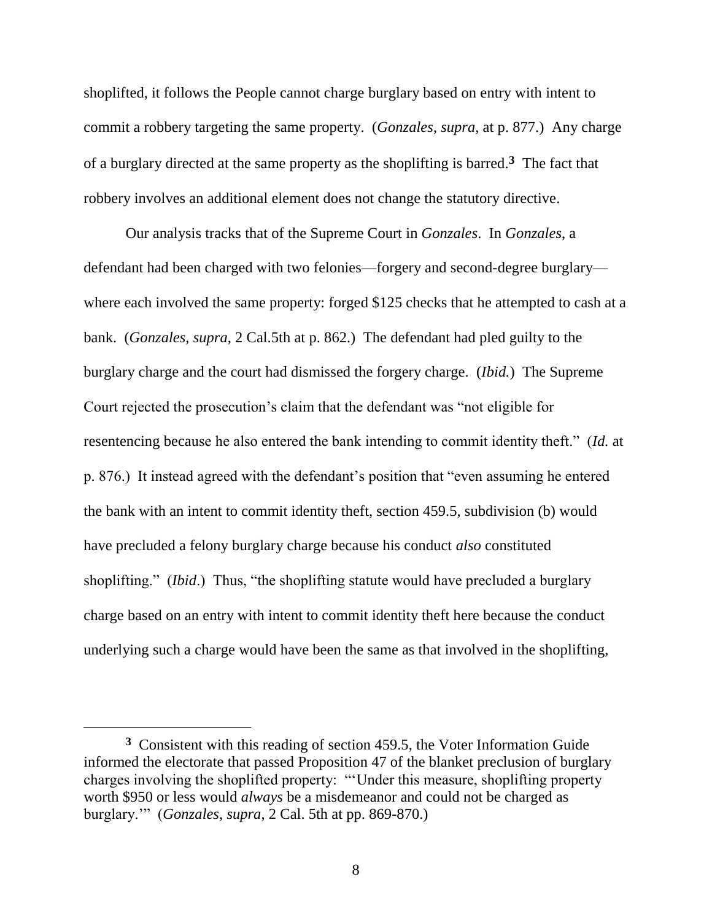shoplifted, it follows the People cannot charge burglary based on entry with intent to commit a robbery targeting the same property. (*Gonzales*, *supra*, at p. 877.) Any charge of a burglary directed at the same property as the shoplifting is barred.**[3]** The fact that robbery involves an additional element does not change the statutory directive.

Our analysis tracks that of the Supreme Court in *Gonzales*. In *Gonzales*, a defendant had been charged with two felonies—forgery and second-degree burglary—where each involved the same property: forged $125 checks that he attempted to cash at a bank. (*Gonzales*, *supra*, 2 Cal.5th at p. 862.) The defendant had pled guilty to the burglary charge and the court had dismissed the forgery charge. (*Ibid.*) The Supreme Court rejected the prosecution's claim that the defendant was "not eligible for resentencing because he also entered the bank intending to commit identity theft." (*Id.* at p. 876.) It instead agreed with the defendant's position that "even assuming he entered the bank with an intent to commit identity theft, section 459.5, subdivision (b) would have precluded a felony burglary charge because his conduct *also* constituted shoplifting." (*Ibid*.) Thus, "the shoplifting statute would have precluded a burglary charge based on an entry with intent to commit identity theft here because the conduct underlying such a charge would have been the same as that involved in the shoplifting,

---

**[3]** Consistent with this reading of section 459.5, the Voter Information Guide informed the electorate that passed Proposition 47 of the blanket preclusion of burglary charges involving the shoplifted property: "'Under this measure, shoplifting property worth $950 or less would *always* be a misdemeanor and could not be charged as burglary.'" (*Gonzales*, *supra*, 2 Cal. 5th at pp. 869-870.)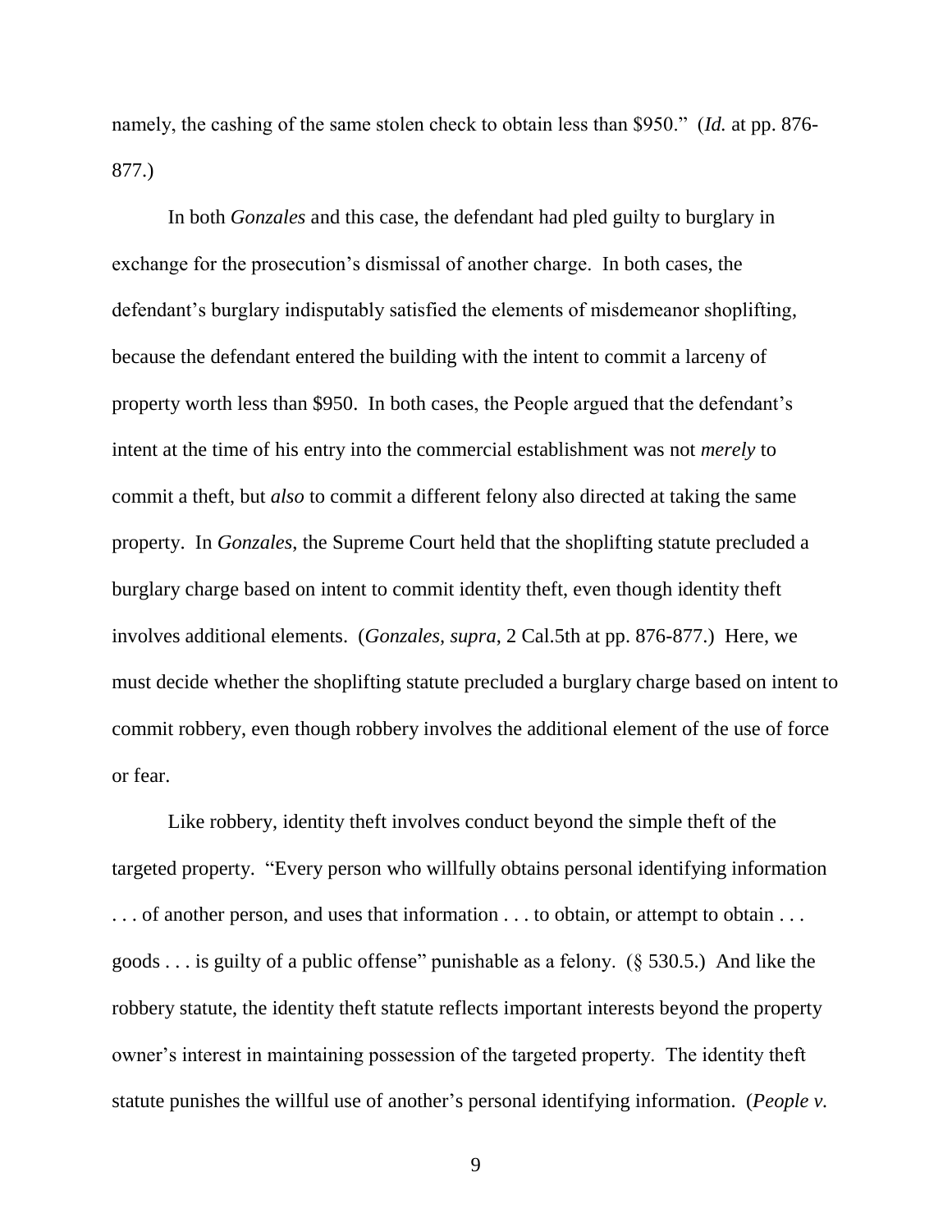namely, the cashing of the same stolen check to obtain less than $950." (*Id.* at pp. 876-877.)

In both *Gonzales* and this case, the defendant had pled guilty to burglary in exchange for the prosecution's dismissal of another charge. In both cases, the defendant's burglary indisputably satisfied the elements of misdemeanor shoplifting, because the defendant entered the building with the intent to commit a larceny of property worth less than $950. In both cases, the People argued that the defendant's intent at the time of his entry into the commercial establishment was not *merely* to commit a theft, but *also* to commit a different felony also directed at taking the same property. In *Gonzales*, the Supreme Court held that the shoplifting statute precluded a burglary charge based on intent to commit identity theft, even though identity theft involves additional elements. (*Gonzales*, *supra*, 2 Cal.5th at pp. 876-877.) Here, we must decide whether the shoplifting statute precluded a burglary charge based on intent to commit robbery, even though robbery involves the additional element of the use of force or fear.

Like robbery, identity theft involves conduct beyond the simple theft of the targeted property. "Every person who willfully obtains personal identifying information . . . of another person, and uses that information . . . to obtain, or attempt to obtain . . . goods . . . is guilty of a public offense" punishable as a felony. (§ 530.5.) And like the robbery statute, the identity theft statute reflects important interests beyond the property owner's interest in maintaining possession of the targeted property. The identity theft statute punishes the willful use of another's personal identifying information. (*People v.*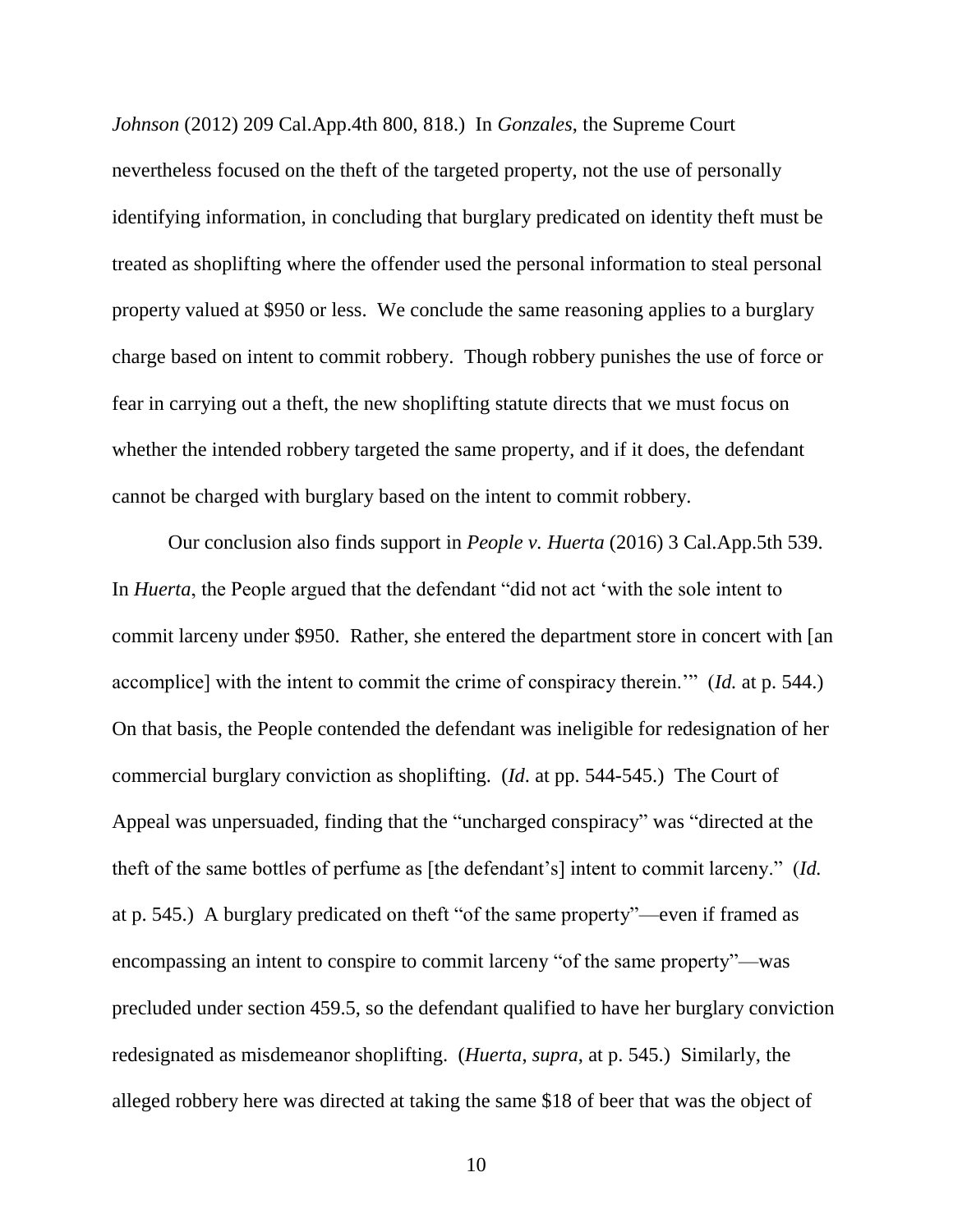*Johnson* (2012) 209 Cal.App.4th 800, 818.) In *Gonzales*, the Supreme Court nevertheless focused on the theft of the targeted property, not the use of personally identifying information, in concluding that burglary predicated on identity theft must be treated as shoplifting where the offender used the personal information to steal personal property valued at $950 or less. We conclude the same reasoning applies to a burglary charge based on intent to commit robbery. Though robbery punishes the use of force or fear in carrying out a theft, the new shoplifting statute directs that we must focus on whether the intended robbery targeted the same property, and if it does, the defendant cannot be charged with burglary based on the intent to commit robbery.

Our conclusion also finds support in *People v. Huerta* (2016) 3 Cal.App.5th 539. In *Huerta*, the People argued that the defendant "did not act 'with the sole intent to commit larceny under $950. Rather, she entered the department store in concert with [an accomplice] with the intent to commit the crime of conspiracy therein.'" (*Id.* at p. 544.) On that basis, the People contended the defendant was ineligible for redesignation of her commercial burglary conviction as shoplifting. (*Id*. at pp. 544-545.) The Court of Appeal was unpersuaded, finding that the "uncharged conspiracy" was "directed at the theft of the same bottles of perfume as [the defendant's] intent to commit larceny." (*Id.* at p. 545.) A burglary predicated on theft "of the same property"—even if framed as encompassing an intent to conspire to commit larceny "of the same property"—was precluded under section 459.5, so the defendant qualified to have her burglary conviction redesignated as misdemeanor shoplifting. (*Huerta*, *supra*, at p. 545.) Similarly, the alleged robbery here was directed at taking the same $18 of beer that was the object of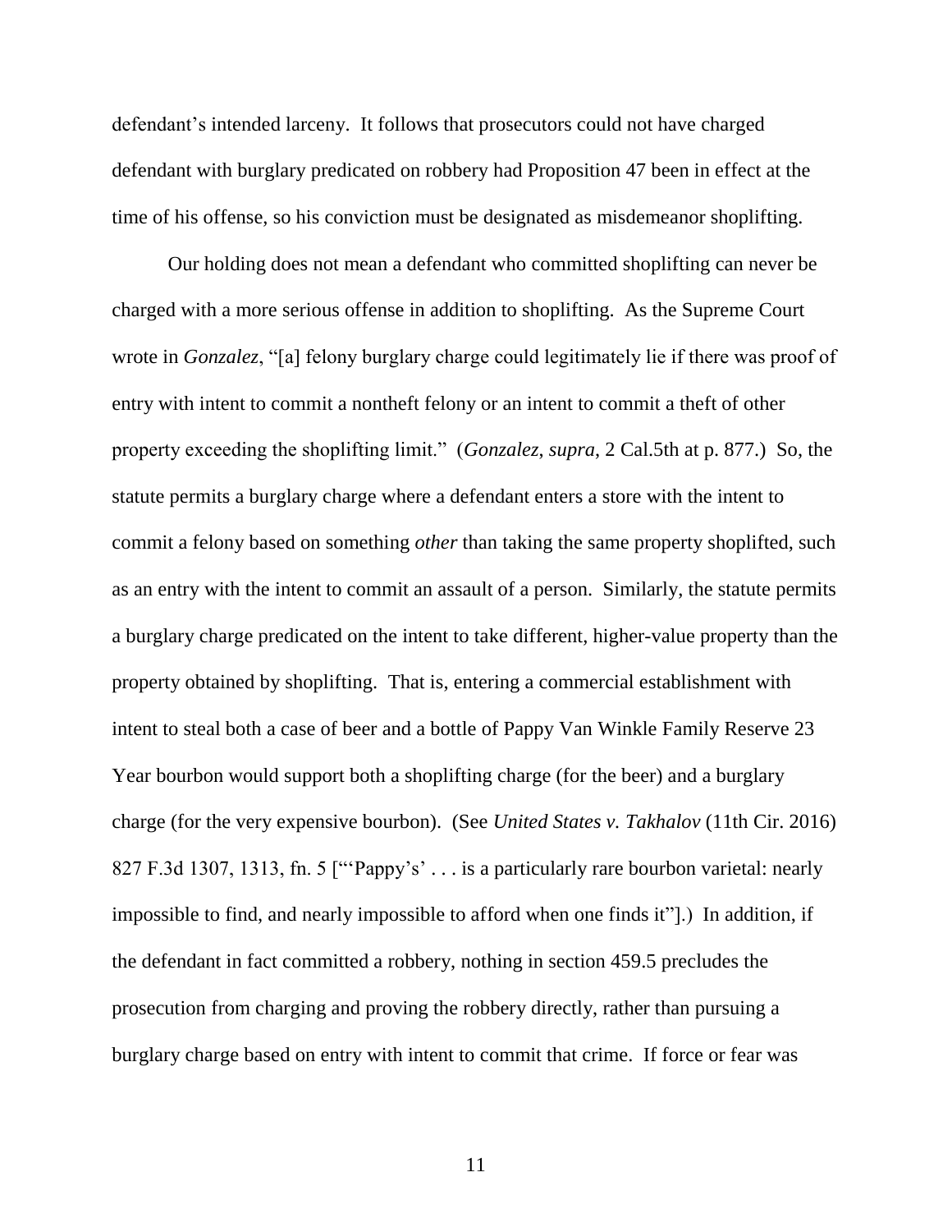defendant's intended larceny. It follows that prosecutors could not have charged defendant with burglary predicated on robbery had Proposition 47 been in effect at the time of his offense, so his conviction must be designated as misdemeanor shoplifting.

Our holding does not mean a defendant who committed shoplifting can never be charged with a more serious offense in addition to shoplifting. As the Supreme Court wrote in *Gonzalez*, "[a] felony burglary charge could legitimately lie if there was proof of entry with intent to commit a nontheft felony or an intent to commit a theft of other property exceeding the shoplifting limit." (*Gonzalez*, *supra*, 2 Cal.5th at p. 877.) So, the statute permits a burglary charge where a defendant enters a store with the intent to commit a felony based on something *other* than taking the same property shoplifted, such as an entry with the intent to commit an assault of a person. Similarly, the statute permits a burglary charge predicated on the intent to take different, higher-value property than the property obtained by shoplifting. That is, entering a commercial establishment with intent to steal both a case of beer and a bottle of Pappy Van Winkle Family Reserve 23 Year bourbon would support both a shoplifting charge (for the beer) and a burglary charge (for the very expensive bourbon). (See *United States v. Takhalov* (11th Cir. 2016) 827 F.3d 1307, 1313, fn. 5 ["'Pappy's' . . . is a particularly rare bourbon varietal: nearly impossible to find, and nearly impossible to afford when one finds it"].) In addition, if the defendant in fact committed a robbery, nothing in section 459.5 precludes the prosecution from charging and proving the robbery directly, rather than pursuing a burglary charge based on entry with intent to commit that crime. If force or fear was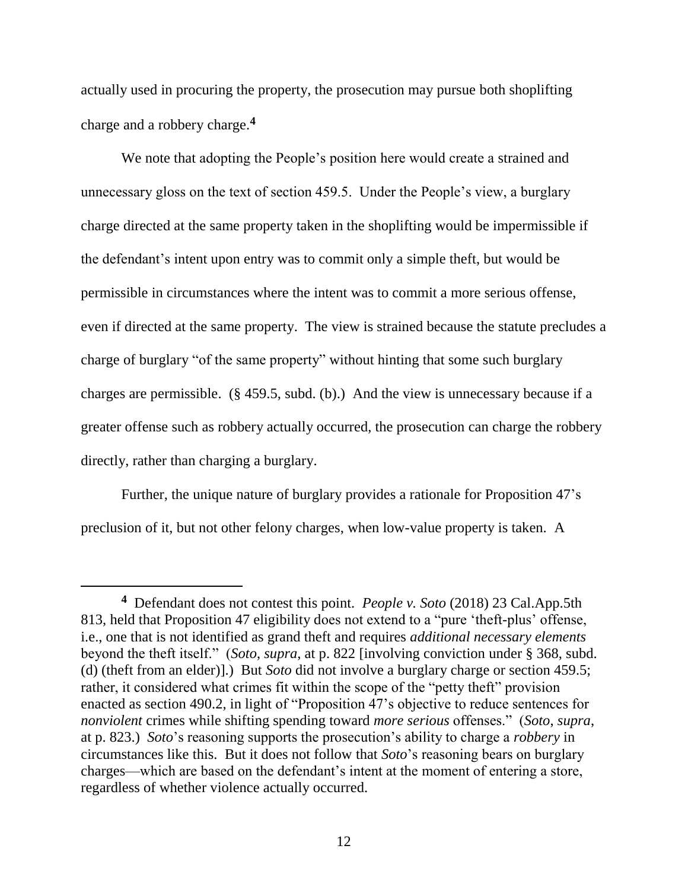actually used in procuring the property, the prosecution may pursue both shoplifting charge and a robbery charge.[4]

We note that adopting the People's position here would create a strained and unnecessary gloss on the text of section 459.5. Under the People's view, a burglary charge directed at the same property taken in the shoplifting would be impermissible if the defendant's intent upon entry was to commit only a simple theft, but would be permissible in circumstances where the intent was to commit a more serious offense, even if directed at the same property. The view is strained because the statute precludes a charge of burglary "of the same property" without hinting that some such burglary charges are permissible. (§ 459.5, subd. (b).) And the view is unnecessary because if a greater offense such as robbery actually occurred, the prosecution can charge the robbery directly, rather than charging a burglary.

Further, the unique nature of burglary provides a rationale for Proposition 47's preclusion of it, but not other felony charges, when low-value property is taken. A

---

[4] Defendant does not contest this point. *People v. Soto* (2018) 23 Cal.App.5th 813, held that Proposition 47 eligibility does not extend to a "pure 'theft-plus' offense, i.e., one that is not identified as grand theft and requires *additional necessary elements* beyond the theft itself." (*Soto*, *supra*, at p. 822 [involving conviction under § 368, subd. (d) (theft from an elder)].) But *Soto* did not involve a burglary charge or section 459.5; rather, it considered what crimes fit within the scope of the "petty theft" provision enacted as section 490.2, in light of "Proposition 47's objective to reduce sentences for *nonviolent* crimes while shifting spending toward *more serious* offenses." (*Soto*, *supra*, at p. 823.) *Soto*'s reasoning supports the prosecution's ability to charge a *robbery* in circumstances like this. But it does not follow that *Soto*'s reasoning bears on burglary charges—which are based on the defendant's intent at the moment of entering a store, regardless of whether violence actually occurred.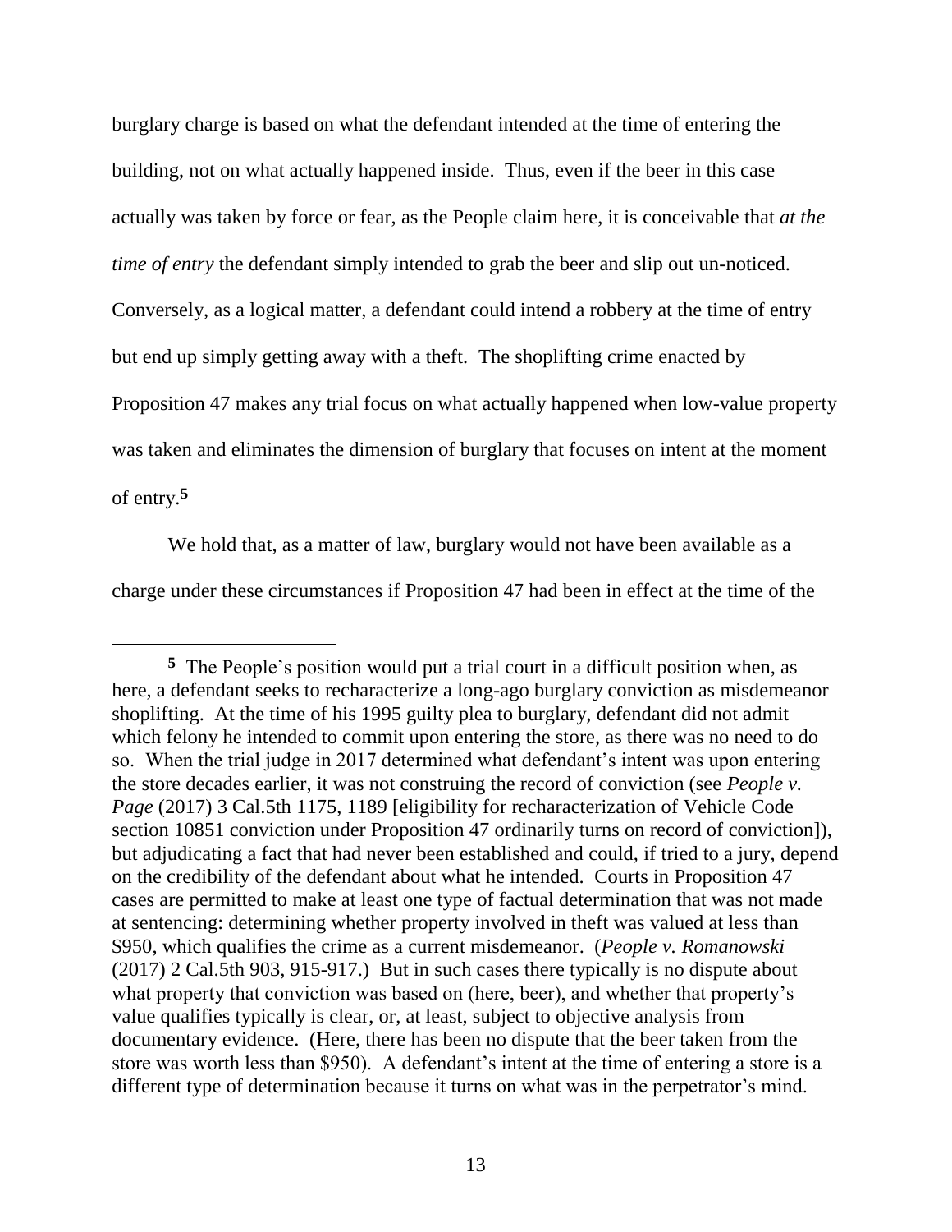burglary charge is based on what the defendant intended at the time of entering the building, not on what actually happened inside. Thus, even if the beer in this case actually was taken by force or fear, as the People claim here, it is conceivable that *at the time of entry* the defendant simply intended to grab the beer and slip out un-noticed. Conversely, as a logical matter, a defendant could intend a robbery at the time of entry but end up simply getting away with a theft. The shoplifting crime enacted by Proposition 47 makes any trial focus on what actually happened when low-value property was taken and eliminates the dimension of burglary that focuses on intent at the moment of entry.[5]

We hold that, as a matter of law, burglary would not have been available as a charge under these circumstances if Proposition 47 had been in effect at the time of the

---

[5] The People's position would put a trial court in a difficult position when, as here, a defendant seeks to recharacterize a long-ago burglary conviction as misdemeanor shoplifting. At the time of his 1995 guilty plea to burglary, defendant did not admit which felony he intended to commit upon entering the store, as there was no need to do so. When the trial judge in 2017 determined what defendant's intent was upon entering the store decades earlier, it was not construing the record of conviction (see *People v. Page* (2017) 3 Cal.5th 1175, 1189 [eligibility for recharacterization of Vehicle Code section 10851 conviction under Proposition 47 ordinarily turns on record of conviction]), but adjudicating a fact that had never been established and could, if tried to a jury, depend on the credibility of the defendant about what he intended. Courts in Proposition 47 cases are permitted to make at least one type of factual determination that was not made at sentencing: determining whether property involved in theft was valued at less than $950, which qualifies the crime as a current misdemeanor. (*People v. Romanowski* (2017) 2 Cal.5th 903, 915-917.) But in such cases there typically is no dispute about what property that conviction was based on (here, beer), and whether that property's value qualifies typically is clear, or, at least, subject to objective analysis from documentary evidence. (Here, there has been no dispute that the beer taken from the store was worth less than $950). A defendant's intent at the time of entering a store is a different type of determination because it turns on what was in the perpetrator's mind.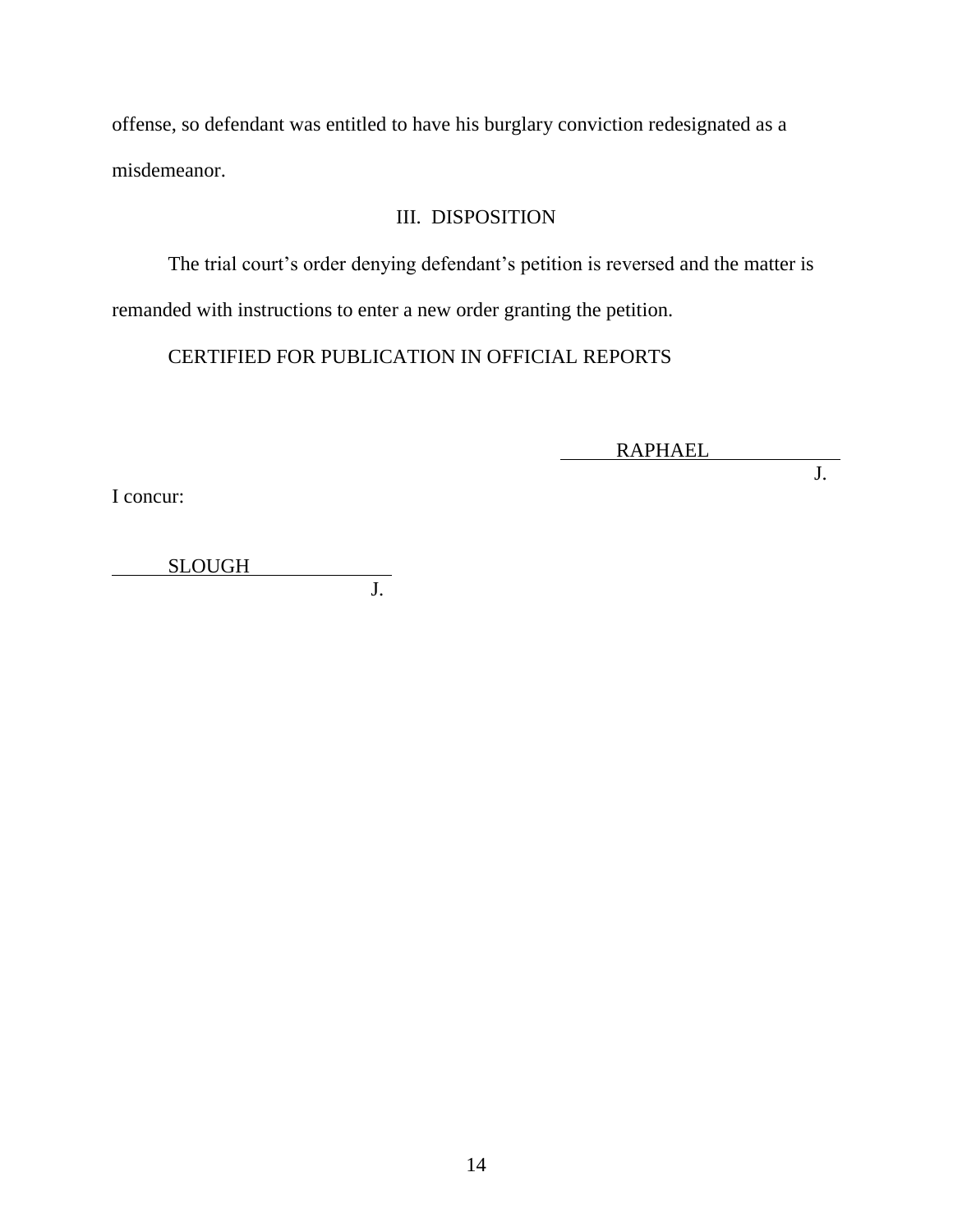offense, so defendant was entitled to have his burglary conviction redesignated as a misdemeanor.

## III. DISPOSITION

The trial court's order denying defendant's petition is reversed and the matter is remanded with instructions to enter a new order granting the petition.

CERTIFIED FOR PUBLICATION IN OFFICIAL REPORTS

RAPHAEL
J.

I concur:

SLOUGH
J.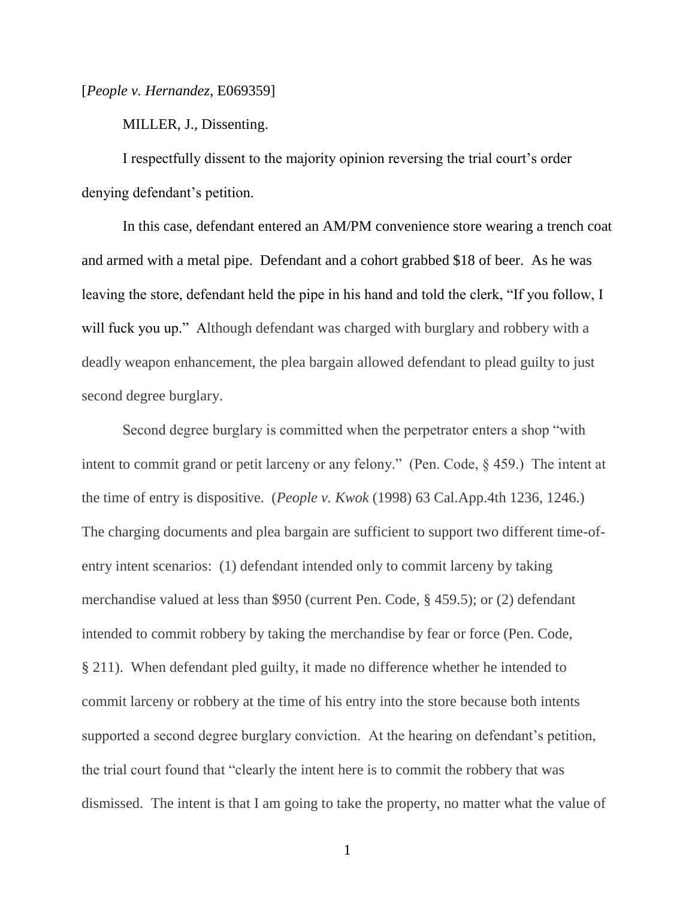[*People v. Hernandez*, E069359]

MILLER, J., Dissenting.

I respectfully dissent to the majority opinion reversing the trial court's order denying defendant's petition.

In this case, defendant entered an AM/PM convenience store wearing a trench coat and armed with a metal pipe. Defendant and a cohort grabbed $18 of beer. As he was leaving the store, defendant held the pipe in his hand and told the clerk, "If you follow, I will fuck you up." Although defendant was charged with burglary and robbery with a deadly weapon enhancement, the plea bargain allowed defendant to plead guilty to just second degree burglary.

Second degree burglary is committed when the perpetrator enters a shop "with intent to commit grand or petit larceny or any felony." (Pen. Code, § 459.) The intent at the time of entry is dispositive. (*People v. Kwok* (1998) 63 Cal.App.4th 1236, 1246.) The charging documents and plea bargain are sufficient to support two different time-of-entry intent scenarios: (1) defendant intended only to commit larceny by taking merchandise valued at less than $950 (current Pen. Code, § 459.5); or (2) defendant intended to commit robbery by taking the merchandise by fear or force (Pen. Code, § 211). When defendant pled guilty, it made no difference whether he intended to commit larceny or robbery at the time of his entry into the store because both intents supported a second degree burglary conviction. At the hearing on defendant's petition, the trial court found that "clearly the intent here is to commit the robbery that was dismissed. The intent is that I am going to take the property, no matter what the value of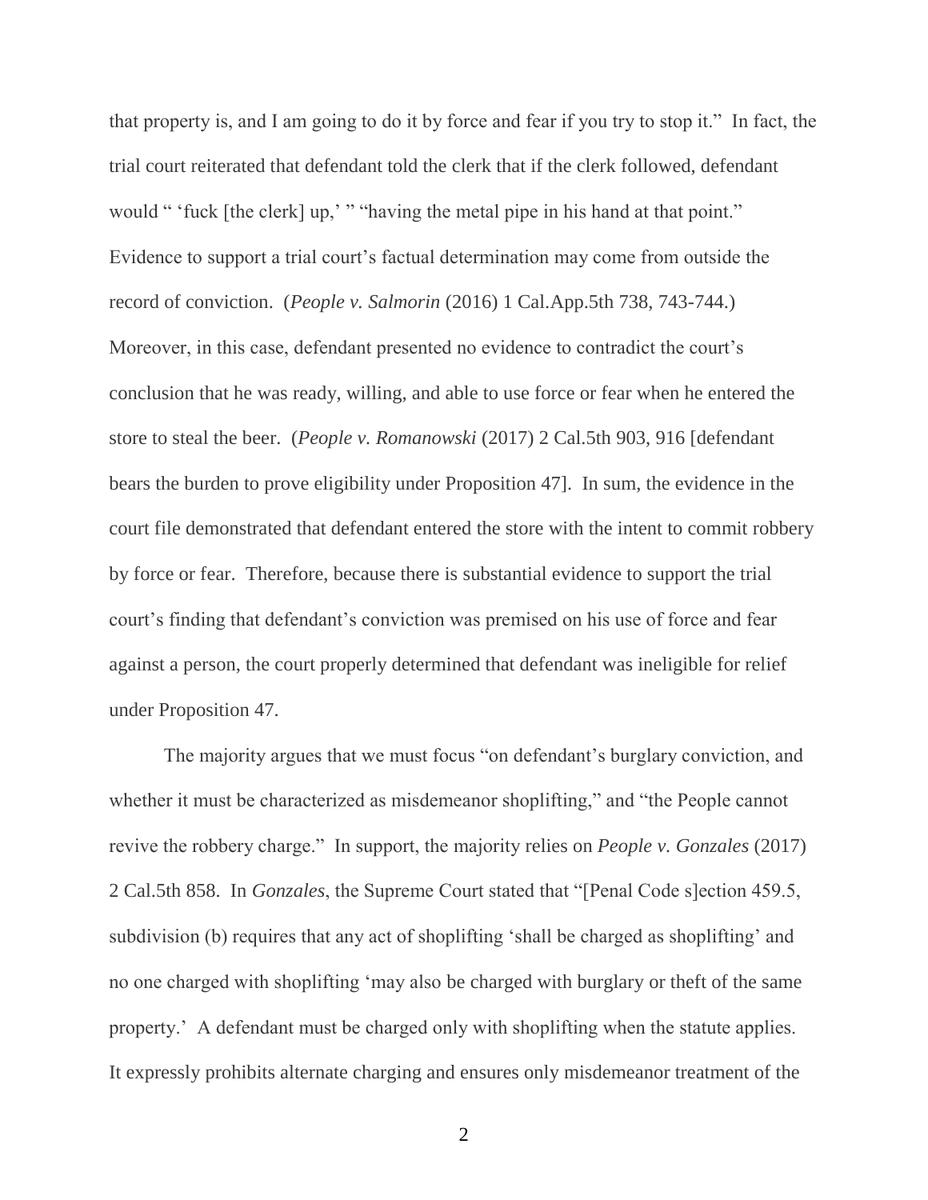that property is, and I am going to do it by force and fear if you try to stop it." In fact, the trial court reiterated that defendant told the clerk that if the clerk followed, defendant would " 'fuck [the clerk] up,' " "having the metal pipe in his hand at that point." Evidence to support a trial court's factual determination may come from outside the record of conviction. (*People v. Salmorin* (2016) 1 Cal.App.5th 738, 743-744.) Moreover, in this case, defendant presented no evidence to contradict the court's conclusion that he was ready, willing, and able to use force or fear when he entered the store to steal the beer. (*People v. Romanowski* (2017) 2 Cal.5th 903, 916 [defendant bears the burden to prove eligibility under Proposition 47]. In sum, the evidence in the court file demonstrated that defendant entered the store with the intent to commit robbery by force or fear. Therefore, because there is substantial evidence to support the trial court's finding that defendant's conviction was premised on his use of force and fear against a person, the court properly determined that defendant was ineligible for relief under Proposition 47.

The majority argues that we must focus "on defendant's burglary conviction, and whether it must be characterized as misdemeanor shoplifting," and "the People cannot revive the robbery charge." In support, the majority relies on *People v. Gonzales* (2017) 2 Cal.5th 858. In *Gonzales*, the Supreme Court stated that "[Penal Code s]ection 459.5, subdivision (b) requires that any act of shoplifting 'shall be charged as shoplifting' and no one charged with shoplifting 'may also be charged with burglary or theft of the same property.' A defendant must be charged only with shoplifting when the statute applies. It expressly prohibits alternate charging and ensures only misdemeanor treatment of the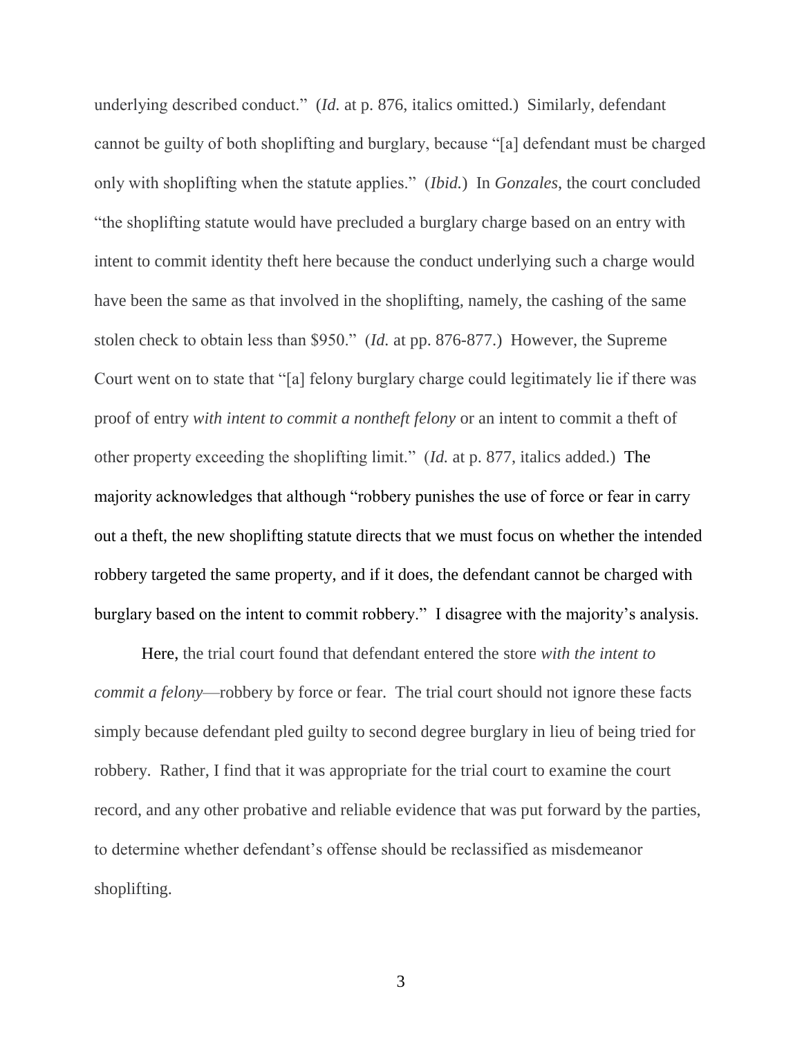underlying described conduct." (*Id.* at p. 876, italics omitted.) Similarly, defendant cannot be guilty of both shoplifting and burglary, because "[a] defendant must be charged only with shoplifting when the statute applies." (*Ibid.*) In *Gonzales*, the court concluded "the shoplifting statute would have precluded a burglary charge based on an entry with intent to commit identity theft here because the conduct underlying such a charge would have been the same as that involved in the shoplifting, namely, the cashing of the same stolen check to obtain less than $950." (*Id.* at pp. 876-877.) However, the Supreme Court went on to state that "[a] felony burglary charge could legitimately lie if there was proof of entry *with intent to commit a nontheft felony* or an intent to commit a theft of other property exceeding the shoplifting limit." (*Id.* at p. 877, italics added.) The majority acknowledges that although "robbery punishes the use of force or fear in carry out a theft, the new shoplifting statute directs that we must focus on whether the intended robbery targeted the same property, and if it does, the defendant cannot be charged with burglary based on the intent to commit robbery." I disagree with the majority's analysis.

Here, the trial court found that defendant entered the store *with the intent to commit a felony*—robbery by force or fear. The trial court should not ignore these facts simply because defendant pled guilty to second degree burglary in lieu of being tried for robbery. Rather, I find that it was appropriate for the trial court to examine the court record, and any other probative and reliable evidence that was put forward by the parties, to determine whether defendant's offense should be reclassified as misdemeanor shoplifting.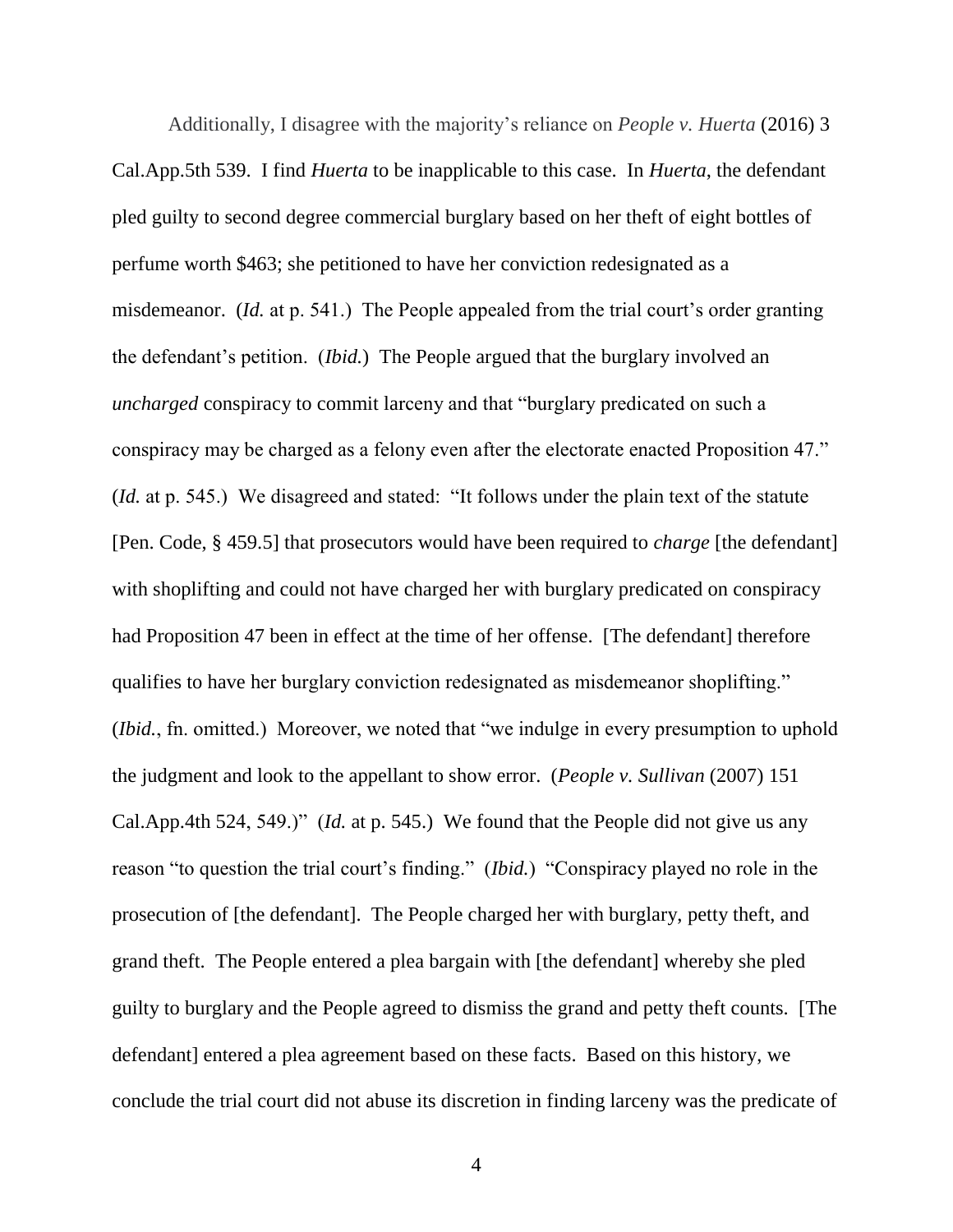Additionally, I disagree with the majority's reliance on *People v. Huerta* (2016) 3 Cal.App.5th 539. I find *Huerta* to be inapplicable to this case. In *Huerta*, the defendant pled guilty to second degree commercial burglary based on her theft of eight bottles of perfume worth $463; she petitioned to have her conviction redesignated as a misdemeanor. (*Id.* at p. 541.) The People appealed from the trial court's order granting the defendant's petition. (*Ibid.*) The People argued that the burglary involved an *uncharged* conspiracy to commit larceny and that "burglary predicated on such a conspiracy may be charged as a felony even after the electorate enacted Proposition 47." (*Id.* at p. 545.) We disagreed and stated: "It follows under the plain text of the statute [Pen. Code, § 459.5] that prosecutors would have been required to *charge* [the defendant] with shoplifting and could not have charged her with burglary predicated on conspiracy had Proposition 47 been in effect at the time of her offense. [The defendant] therefore qualifies to have her burglary conviction redesignated as misdemeanor shoplifting." (*Ibid.*, fn. omitted.) Moreover, we noted that "we indulge in every presumption to uphold the judgment and look to the appellant to show error. (*People v. Sullivan* (2007) 151 Cal.App.4th 524, 549.)" (*Id.* at p. 545.) We found that the People did not give us any reason "to question the trial court's finding." (*Ibid.*) "Conspiracy played no role in the prosecution of [the defendant]. The People charged her with burglary, petty theft, and grand theft. The People entered a plea bargain with [the defendant] whereby she pled guilty to burglary and the People agreed to dismiss the grand and petty theft counts. [The defendant] entered a plea agreement based on these facts. Based on this history, we conclude the trial court did not abuse its discretion in finding larceny was the predicate of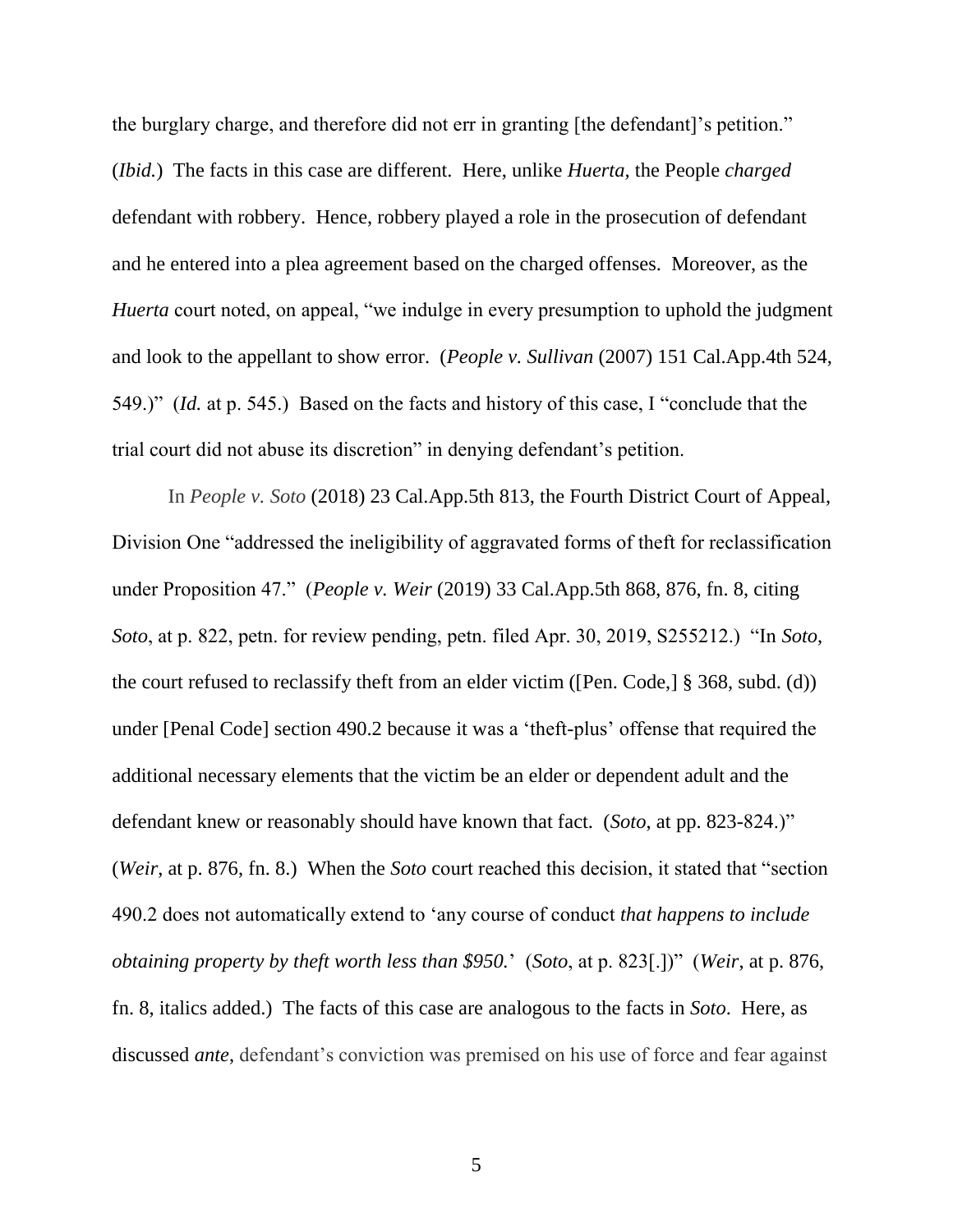the burglary charge, and therefore did not err in granting [the defendant]'s petition." (*Ibid.*) The facts in this case are different. Here, unlike *Huerta,* the People *charged* defendant with robbery. Hence, robbery played a role in the prosecution of defendant and he entered into a plea agreement based on the charged offenses. Moreover, as the *Huerta* court noted, on appeal, "we indulge in every presumption to uphold the judgment and look to the appellant to show error. (*People v. Sullivan* (2007) 151 Cal.App.4th 524, 549.)" (*Id.* at p. 545.) Based on the facts and history of this case, I "conclude that the trial court did not abuse its discretion" in denying defendant's petition.

In *People v. Soto* (2018) 23 Cal.App.5th 813, the Fourth District Court of Appeal, Division One "addressed the ineligibility of aggravated forms of theft for reclassification under Proposition 47." (*People v. Weir* (2019) 33 Cal.App.5th 868, 876, fn. 8, citing *Soto*, at p. 822, petn. for review pending, petn. filed Apr. 30, 2019, S255212.) "In *Soto*, the court refused to reclassify theft from an elder victim ([Pen. Code,] § 368, subd. (d)) under [Penal Code] section 490.2 because it was a 'theft-plus' offense that required the additional necessary elements that the victim be an elder or dependent adult and the defendant knew or reasonably should have known that fact. (*Soto*, at pp. 823-824.)" (*Weir*, at p. 876, fn. 8.) When the *Soto* court reached this decision, it stated that "section 490.2 does not automatically extend to 'any course of conduct *that happens to include obtaining property by theft worth less than $950.*' (*Soto*, at p. 823[.])" (*Weir*, at p. 876, fn. 8, italics added.) The facts of this case are analogous to the facts in *Soto*. Here, as discussed *ante*, defendant's conviction was premised on his use of force and fear against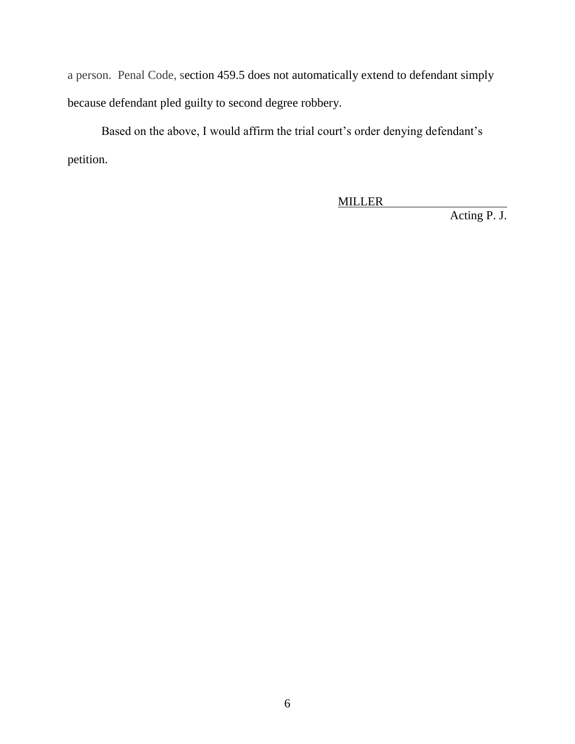a person. Penal Code, section 459.5 does not automatically extend to defendant simply because defendant pled guilty to second degree robbery.

Based on the above, I would affirm the trial court's order denying defendant's petition.

MILLER
Acting P. J.